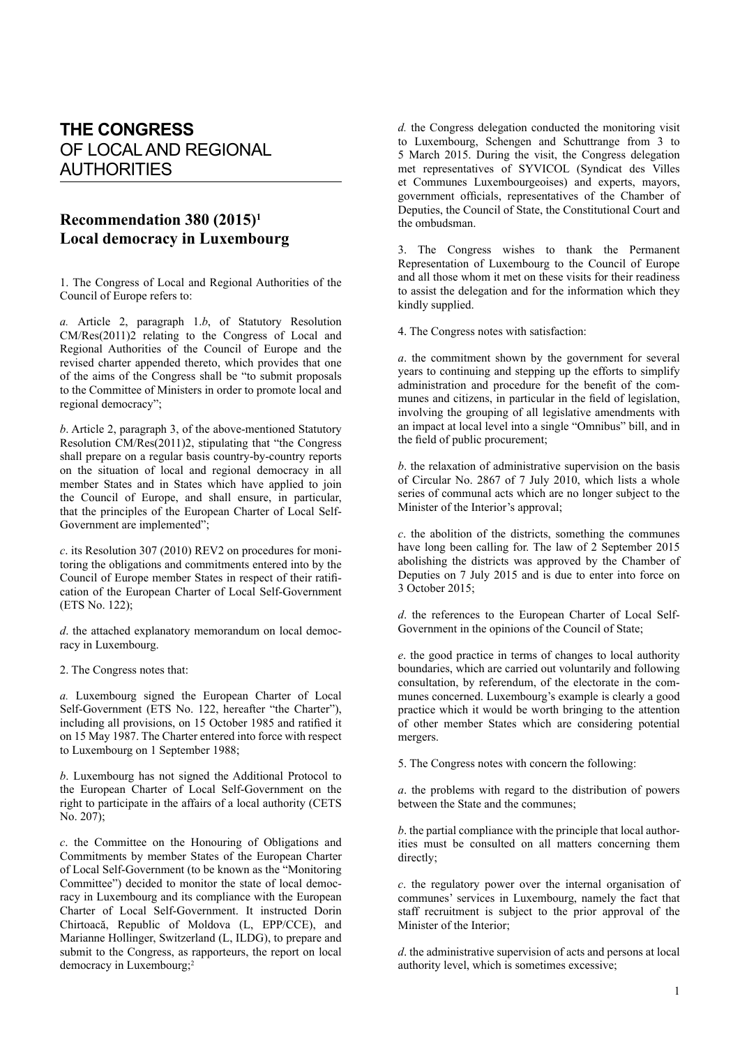# THE CONGRESS OF LOCAL AND REGIONAL AUTHORITIES

## Recommendation 380 (2015)[1] Local democracy in Luxembourg

1. The Congress of Local and Regional Authorities of the Council of Europe refers to:

*a.* Article 2, paragraph 1.*b*, of Statutory Resolution CM/Res(2011)2 relating to the Congress of Local and Regional Authorities of the Council of Europe and the revised charter appended thereto, which provides that one of the aims of the Congress shall be "to submit proposals to the Committee of Ministers in order to promote local and regional democracy";

*b*. Article 2, paragraph 3, of the above-mentioned Statutory Resolution CM/Res(2011)2, stipulating that "the Congress shall prepare on a regular basis country-by-country reports on the situation of local and regional democracy in all member States and in States which have applied to join the Council of Europe, and shall ensure, in particular, that the principles of the European Charter of Local Self-Government are implemented";

*c*. its Resolution 307 (2010) REV2 on procedures for monitoring the obligations and commitments entered into by the Council of Europe member States in respect of their ratification of the European Charter of Local Self-Government (ETS No. 122);

*d*. the attached explanatory memorandum on local democracy in Luxembourg.

2. The Congress notes that:

*a.* Luxembourg signed the European Charter of Local Self-Government (ETS No. 122, hereafter "the Charter"), including all provisions, on 15 October 1985 and ratified it on 15 May 1987. The Charter entered into force with respect to Luxembourg on 1 September 1988;

*b*. Luxembourg has not signed the Additional Protocol to the European Charter of Local Self-Government on the right to participate in the affairs of a local authority (CETS No. 207);

*c*. the Committee on the Honouring of Obligations and Commitments by member States of the European Charter of Local Self-Government (to be known as the "Monitoring Committee") decided to monitor the state of local democracy in Luxembourg and its compliance with the European Charter of Local Self-Government. It instructed Dorin Chirtoacă, Republic of Moldova (L, EPP/CCE), and Marianne Hollinger, Switzerland (L, ILDG), to prepare and submit to the Congress, as rapporteurs, the report on local democracy in Luxembourg;[2]

*d.* the Congress delegation conducted the monitoring visit to Luxembourg, Schengen and Schuttrange from 3 to 5 March 2015. During the visit, the Congress delegation met representatives of SYVICOL (Syndicat des Villes et Communes Luxembourgeoises) and experts, mayors, government officials, representatives of the Chamber of Deputies, the Council of State, the Constitutional Court and the ombudsman.

3. The Congress wishes to thank the Permanent Representation of Luxembourg to the Council of Europe and all those whom it met on these visits for their readiness to assist the delegation and for the information which they kindly supplied.

4. The Congress notes with satisfaction:

*a*. the commitment shown by the government for several years to continuing and stepping up the efforts to simplify administration and procedure for the benefit of the communes and citizens, in particular in the field of legislation, involving the grouping of all legislative amendments with an impact at local level into a single "Omnibus" bill, and in the field of public procurement;

*b*. the relaxation of administrative supervision on the basis of Circular No. 2867 of 7 July 2010, which lists a whole series of communal acts which are no longer subject to the Minister of the Interior's approval;

*c*. the abolition of the districts, something the communes have long been calling for. The law of 2 September 2015 abolishing the districts was approved by the Chamber of Deputies on 7 July 2015 and is due to enter into force on 3 October 2015;

*d*. the references to the European Charter of Local Self-Government in the opinions of the Council of State;

*e*. the good practice in terms of changes to local authority boundaries, which are carried out voluntarily and following consultation, by referendum, of the electorate in the communes concerned. Luxembourg's example is clearly a good practice which it would be worth bringing to the attention of other member States which are considering potential mergers.

5. The Congress notes with concern the following:

*a*. the problems with regard to the distribution of powers between the State and the communes;

*b*. the partial compliance with the principle that local authorities must be consulted on all matters concerning them directly;

*c*. the regulatory power over the internal organisation of communes' services in Luxembourg, namely the fact that staff recruitment is subject to the prior approval of the Minister of the Interior;

*d*. the administrative supervision of acts and persons at local authority level, which is sometimes excessive;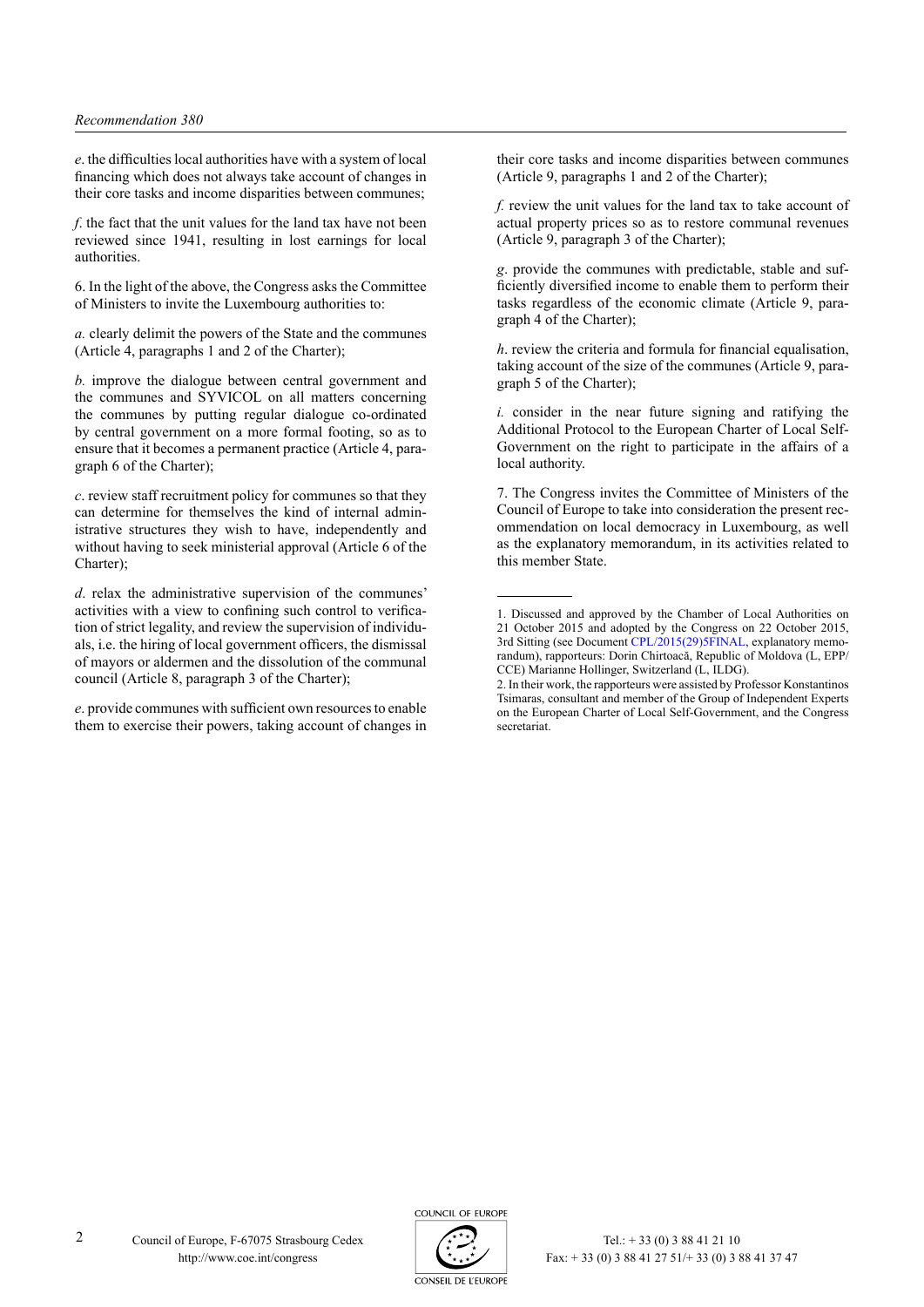*e*. the difficulties local authorities have with a system of local financing which does not always take account of changes in their core tasks and income disparities between communes;

*f*. the fact that the unit values for the land tax have not been reviewed since 1941, resulting in lost earnings for local authorities.

6. In the light of the above, the Congress asks the Committee of Ministers to invite the Luxembourg authorities to:

*a.* clearly delimit the powers of the State and the communes (Article 4, paragraphs 1 and 2 of the Charter);

*b.* improve the dialogue between central government and the communes and SYVICOL on all matters concerning the communes by putting regular dialogue co-ordinated by central government on a more formal footing, so as to ensure that it becomes a permanent practice (Article 4, paragraph 6 of the Charter);

*c*. review staff recruitment policy for communes so that they can determine for themselves the kind of internal administrative structures they wish to have, independently and without having to seek ministerial approval (Article 6 of the Charter);

*d*. relax the administrative supervision of the communes' activities with a view to confining such control to verification of strict legality, and review the supervision of individuals, i.e. the hiring of local government officers, the dismissal of mayors or aldermen and the dissolution of the communal council (Article 8, paragraph 3 of the Charter);

*e*. provide communes with sufficient own resources to enable them to exercise their powers, taking account of changes in their core tasks and income disparities between communes (Article 9, paragraphs 1 and 2 of the Charter);

*f.* review the unit values for the land tax to take account of actual property prices so as to restore communal revenues (Article 9, paragraph 3 of the Charter);

*g*. provide the communes with predictable, stable and sufficiently diversified income to enable them to perform their tasks regardless of the economic climate (Article 9, paragraph 4 of the Charter);

*h*. review the criteria and formula for financial equalisation, taking account of the size of the communes (Article 9, paragraph 5 of the Charter);

*i.* consider in the near future signing and ratifying the Additional Protocol to the European Charter of Local Self-Government on the right to participate in the affairs of a local authority.

7. The Congress invites the Committee of Ministers of the Council of Europe to take into consideration the present recommendation on local democracy in Luxembourg, as well as the explanatory memorandum, in its activities related to this member State.

---

1. Discussed and approved by the Chamber of Local Authorities on 21 October 2015 and adopted by the Congress on 22 October 2015, 3rd Sitting (see Document CPL/2015(29)5FINAL, explanatory memorandum), rapporteurs: Dorin Chirtoacă, Republic of Moldova (L, EPP/CCE) Marianne Hollinger, Switzerland (L, ILDG).

2. In their work, the rapporteurs were assisted by Professor Konstantinos Tsimaras, consultant and member of the Group of Independent Experts on the European Charter of Local Self-Government, and the Congress secretariat.